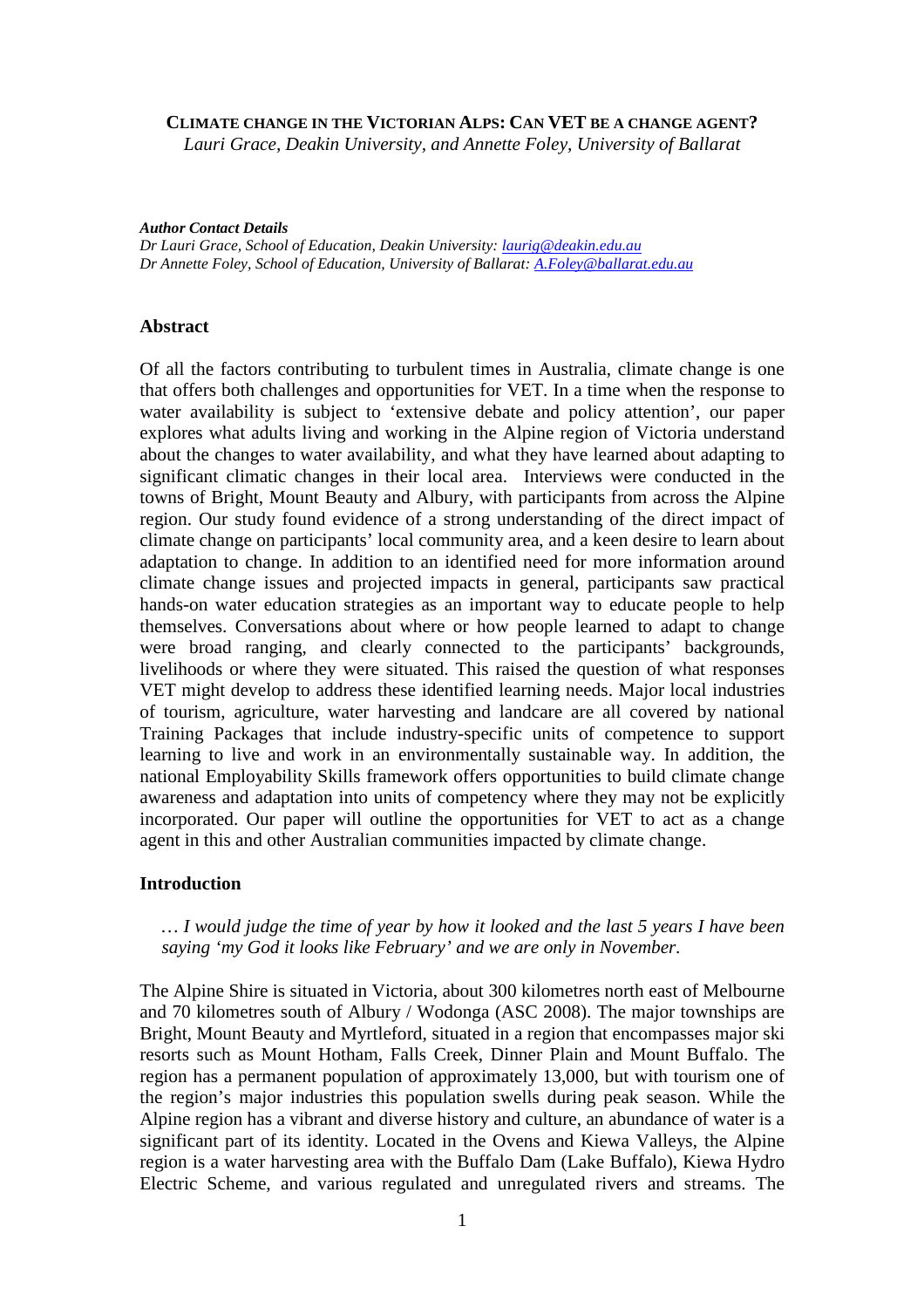# Climate change in the Victorian Alps: Can VET be a change agent?

*Lauri Grace, Deakin University, and Annette Foley, University of Ballarat*

***Author Contact Details***

*Dr Lauri Grace, School of Education, Deakin University: laurig@deakin.edu.au*
*Dr Annette Foley, School of Education, University of Ballarat: A.Foley@ballarat.edu.au*

## Abstract

Of all the factors contributing to turbulent times in Australia, climate change is one that offers both challenges and opportunities for VET. In a time when the response to water availability is subject to 'extensive debate and policy attention', our paper explores what adults living and working in the Alpine region of Victoria understand about the changes to water availability, and what they have learned about adapting to significant climatic changes in their local area. Interviews were conducted in the towns of Bright, Mount Beauty and Albury, with participants from across the Alpine region. Our study found evidence of a strong understanding of the direct impact of climate change on participants' local community area, and a keen desire to learn about adaptation to change. In addition to an identified need for more information around climate change issues and projected impacts in general, participants saw practical hands-on water education strategies as an important way to educate people to help themselves. Conversations about where or how people learned to adapt to change were broad ranging, and clearly connected to the participants' backgrounds, livelihoods or where they were situated. This raised the question of what responses VET might develop to address these identified learning needs. Major local industries of tourism, agriculture, water harvesting and landcare are all covered by national Training Packages that include industry-specific units of competence to support learning to live and work in an environmentally sustainable way. In addition, the national Employability Skills framework offers opportunities to build climate change awareness and adaptation into units of competency where they may not be explicitly incorporated. Our paper will outline the opportunities for VET to act as a change agent in this and other Australian communities impacted by climate change.

## Introduction

> *… I would judge the time of year by how it looked and the last 5 years I have been saying 'my God it looks like February' and we are only in November.*

The Alpine Shire is situated in Victoria, about 300 kilometres north east of Melbourne and 70 kilometres south of Albury / Wodonga (ASC 2008). The major townships are Bright, Mount Beauty and Myrtleford, situated in a region that encompasses major ski resorts such as Mount Hotham, Falls Creek, Dinner Plain and Mount Buffalo. The region has a permanent population of approximately 13,000, but with tourism one of the region's major industries this population swells during peak season. While the Alpine region has a vibrant and diverse history and culture, an abundance of water is a significant part of its identity. Located in the Ovens and Kiewa Valleys, the Alpine region is a water harvesting area with the Buffalo Dam (Lake Buffalo), Kiewa Hydro Electric Scheme, and various regulated and unregulated rivers and streams. The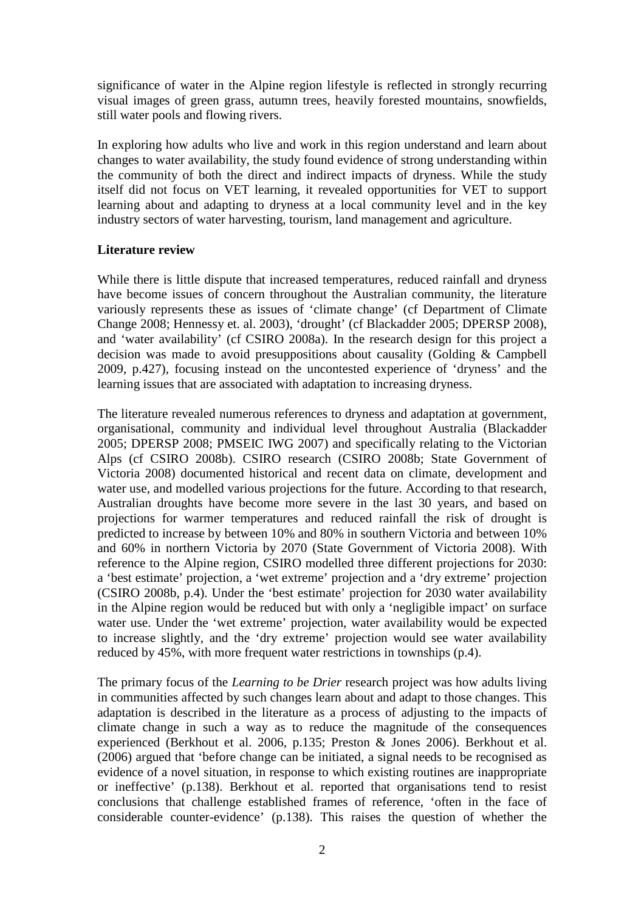significance of water in the Alpine region lifestyle is reflected in strongly recurring visual images of green grass, autumn trees, heavily forested mountains, snowfields, still water pools and flowing rivers.

In exploring how adults who live and work in this region understand and learn about changes to water availability, the study found evidence of strong understanding within the community of both the direct and indirect impacts of dryness. While the study itself did not focus on VET learning, it revealed opportunities for VET to support learning about and adapting to dryness at a local community level and in the key industry sectors of water harvesting, tourism, land management and agriculture.

**Literature review**

While there is little dispute that increased temperatures, reduced rainfall and dryness have become issues of concern throughout the Australian community, the literature variously represents these as issues of 'climate change' (cf Department of Climate Change 2008; Hennessy et. al. 2003), 'drought' (cf Blackadder 2005; DPERSP 2008), and 'water availability' (cf CSIRO 2008a). In the research design for this project a decision was made to avoid presuppositions about causality (Golding & Campbell 2009, p.427), focusing instead on the uncontested experience of 'dryness' and the learning issues that are associated with adaptation to increasing dryness.

The literature revealed numerous references to dryness and adaptation at government, organisational, community and individual level throughout Australia (Blackadder 2005; DPERSP 2008; PMSEIC IWG 2007) and specifically relating to the Victorian Alps (cf CSIRO 2008b). CSIRO research (CSIRO 2008b; State Government of Victoria 2008) documented historical and recent data on climate, development and water use, and modelled various projections for the future. According to that research, Australian droughts have become more severe in the last 30 years, and based on projections for warmer temperatures and reduced rainfall the risk of drought is predicted to increase by between 10% and 80% in southern Victoria and between 10% and 60% in northern Victoria by 2070 (State Government of Victoria 2008). With reference to the Alpine region, CSIRO modelled three different projections for 2030: a 'best estimate' projection, a 'wet extreme' projection and a 'dry extreme' projection (CSIRO 2008b, p.4). Under the 'best estimate' projection for 2030 water availability in the Alpine region would be reduced but with only a 'negligible impact' on surface water use. Under the 'wet extreme' projection, water availability would be expected to increase slightly, and the 'dry extreme' projection would see water availability reduced by 45%, with more frequent water restrictions in townships (p.4).

The primary focus of the *Learning to be Drier* research project was how adults living in communities affected by such changes learn about and adapt to those changes. This adaptation is described in the literature as a process of adjusting to the impacts of climate change in such a way as to reduce the magnitude of the consequences experienced (Berkhout et al. 2006, p.135; Preston & Jones 2006). Berkhout et al. (2006) argued that 'before change can be initiated, a signal needs to be recognised as evidence of a novel situation, in response to which existing routines are inappropriate or ineffective' (p.138). Berkhout et al. reported that organisations tend to resist conclusions that challenge established frames of reference, 'often in the face of considerable counter-evidence' (p.138). This raises the question of whether the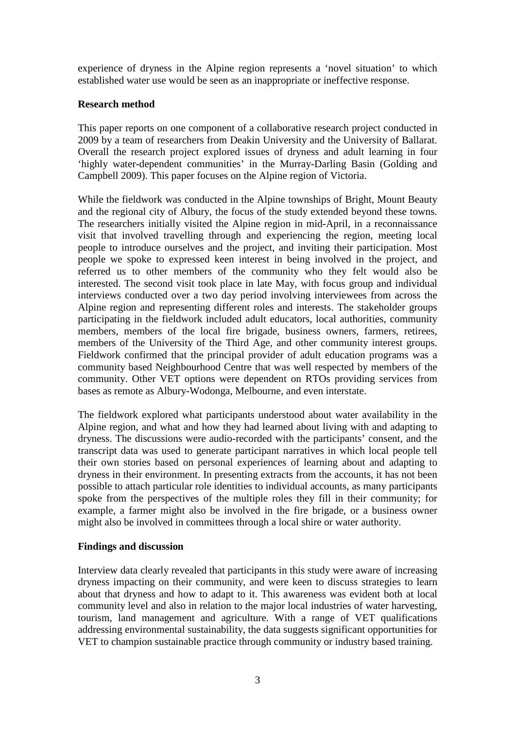experience of dryness in the Alpine region represents a 'novel situation' to which established water use would be seen as an inappropriate or ineffective response.

**Research method**

This paper reports on one component of a collaborative research project conducted in 2009 by a team of researchers from Deakin University and the University of Ballarat. Overall the research project explored issues of dryness and adult learning in four 'highly water-dependent communities' in the Murray-Darling Basin (Golding and Campbell 2009). This paper focuses on the Alpine region of Victoria.

While the fieldwork was conducted in the Alpine townships of Bright, Mount Beauty and the regional city of Albury, the focus of the study extended beyond these towns. The researchers initially visited the Alpine region in mid-April, in a reconnaissance visit that involved travelling through and experiencing the region, meeting local people to introduce ourselves and the project, and inviting their participation. Most people we spoke to expressed keen interest in being involved in the project, and referred us to other members of the community who they felt would also be interested. The second visit took place in late May, with focus group and individual interviews conducted over a two day period involving interviewees from across the Alpine region and representing different roles and interests. The stakeholder groups participating in the fieldwork included adult educators, local authorities, community members, members of the local fire brigade, business owners, farmers, retirees, members of the University of the Third Age, and other community interest groups. Fieldwork confirmed that the principal provider of adult education programs was a community based Neighbourhood Centre that was well respected by members of the community. Other VET options were dependent on RTOs providing services from bases as remote as Albury-Wodonga, Melbourne, and even interstate.

The fieldwork explored what participants understood about water availability in the Alpine region, and what and how they had learned about living with and adapting to dryness. The discussions were audio-recorded with the participants' consent, and the transcript data was used to generate participant narratives in which local people tell their own stories based on personal experiences of learning about and adapting to dryness in their environment. In presenting extracts from the accounts, it has not been possible to attach particular role identities to individual accounts, as many participants spoke from the perspectives of the multiple roles they fill in their community; for example, a farmer might also be involved in the fire brigade, or a business owner might also be involved in committees through a local shire or water authority.

**Findings and discussion**

Interview data clearly revealed that participants in this study were aware of increasing dryness impacting on their community, and were keen to discuss strategies to learn about that dryness and how to adapt to it. This awareness was evident both at local community level and also in relation to the major local industries of water harvesting, tourism, land management and agriculture. With a range of VET qualifications addressing environmental sustainability, the data suggests significant opportunities for VET to champion sustainable practice through community or industry based training.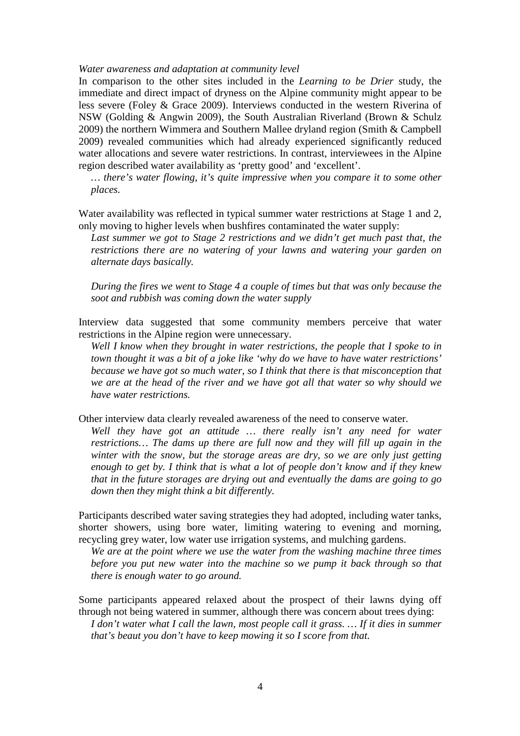*Water awareness and adaptation at community level*

In comparison to the other sites included in the *Learning to be Drier* study, the immediate and direct impact of dryness on the Alpine community might appear to be less severe (Foley & Grace 2009). Interviews conducted in the western Riverina of NSW (Golding & Angwin 2009), the South Australian Riverland (Brown & Schulz 2009) the northern Wimmera and Southern Mallee dryland region (Smith & Campbell 2009) revealed communities which had already experienced significantly reduced water allocations and severe water restrictions. In contrast, interviewees in the Alpine region described water availability as 'pretty good' and 'excellent'.

> *… there's water flowing, it's quite impressive when you compare it to some other places.*

Water availability was reflected in typical summer water restrictions at Stage 1 and 2, only moving to higher levels when bushfires contaminated the water supply:

> *Last summer we got to Stage 2 restrictions and we didn't get much past that, the restrictions there are no watering of your lawns and watering your garden on alternate days basically.*
>
> *During the fires we went to Stage 4 a couple of times but that was only because the soot and rubbish was coming down the water supply*

Interview data suggested that some community members perceive that water restrictions in the Alpine region were unnecessary.

> *Well I know when they brought in water restrictions, the people that I spoke to in town thought it was a bit of a joke like 'why do we have to have water restrictions' because we have got so much water, so I think that there is that misconception that we are at the head of the river and we have got all that water so why should we have water restrictions.*

Other interview data clearly revealed awareness of the need to conserve water.

> *Well they have got an attitude … there really isn't any need for water restrictions… The dams up there are full now and they will fill up again in the winter with the snow, but the storage areas are dry, so we are only just getting enough to get by. I think that is what a lot of people don't know and if they knew that in the future storages are drying out and eventually the dams are going to go down then they might think a bit differently.*

Participants described water saving strategies they had adopted, including water tanks, shorter showers, using bore water, limiting watering to evening and morning, recycling grey water, low water use irrigation systems, and mulching gardens.

> *We are at the point where we use the water from the washing machine three times before you put new water into the machine so we pump it back through so that there is enough water to go around.*

Some participants appeared relaxed about the prospect of their lawns dying off through not being watered in summer, although there was concern about trees dying:

> *I don't water what I call the lawn, most people call it grass. … If it dies in summer that's beaut you don't have to keep mowing it so I score from that.*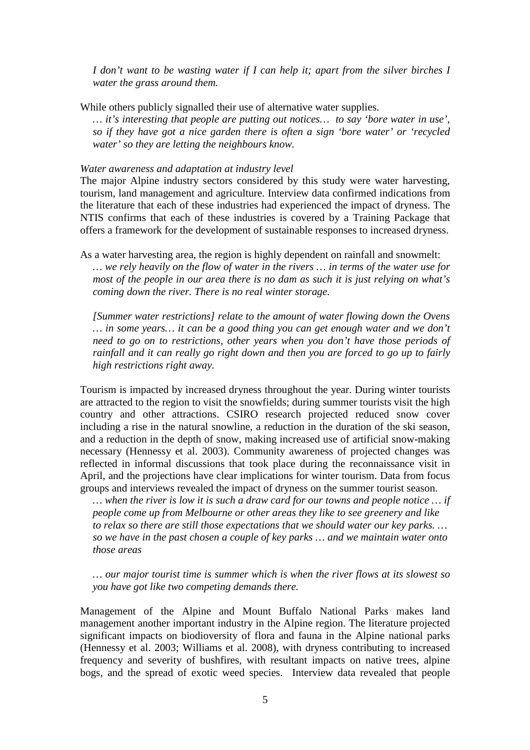*I don't want to be wasting water if I can help it; apart from the silver birches I water the grass around them.*

While others publicly signalled their use of alternative water supplies.

*… it's interesting that people are putting out notices… to say 'bore water in use', so if they have got a nice garden there is often a sign 'bore water' or 'recycled water' so they are letting the neighbours know.*

*Water awareness and adaptation at industry level*

The major Alpine industry sectors considered by this study were water harvesting, tourism, land management and agriculture. Interview data confirmed indications from the literature that each of these industries had experienced the impact of dryness. The NTIS confirms that each of these industries is covered by a Training Package that offers a framework for the development of sustainable responses to increased dryness.

As a water harvesting area, the region is highly dependent on rainfall and snowmelt:

*… we rely heavily on the flow of water in the rivers … in terms of the water use for most of the people in our area there is no dam as such it is just relying on what's coming down the river. There is no real winter storage.*

*[Summer water restrictions] relate to the amount of water flowing down the Ovens … in some years… it can be a good thing you can get enough water and we don't need to go on to restrictions, other years when you don't have those periods of rainfall and it can really go right down and then you are forced to go up to fairly high restrictions right away.*

Tourism is impacted by increased dryness throughout the year. During winter tourists are attracted to the region to visit the snowfields; during summer tourists visit the high country and other attractions. CSIRO research projected reduced snow cover including a rise in the natural snowline, a reduction in the duration of the ski season, and a reduction in the depth of snow, making increased use of artificial snow-making necessary (Hennessy et al. 2003). Community awareness of projected changes was reflected in informal discussions that took place during the reconnaissance visit in April, and the projections have clear implications for winter tourism. Data from focus groups and interviews revealed the impact of dryness on the summer tourist season.

*… when the river is low it is such a draw card for our towns and people notice … if people come up from Melbourne or other areas they like to see greenery and like to relax so there are still those expectations that we should water our key parks. … so we have in the past chosen a couple of key parks … and we maintain water onto those areas*

*… our major tourist time is summer which is when the river flows at its slowest so you have got like two competing demands there.*

Management of the Alpine and Mount Buffalo National Parks makes land management another important industry in the Alpine region. The literature projected significant impacts on biodioversity of flora and fauna in the Alpine national parks (Hennessy et al. 2003; Williams et al. 2008), with dryness contributing to increased frequency and severity of bushfires, with resultant impacts on native trees, alpine bogs, and the spread of exotic weed species. Interview data revealed that people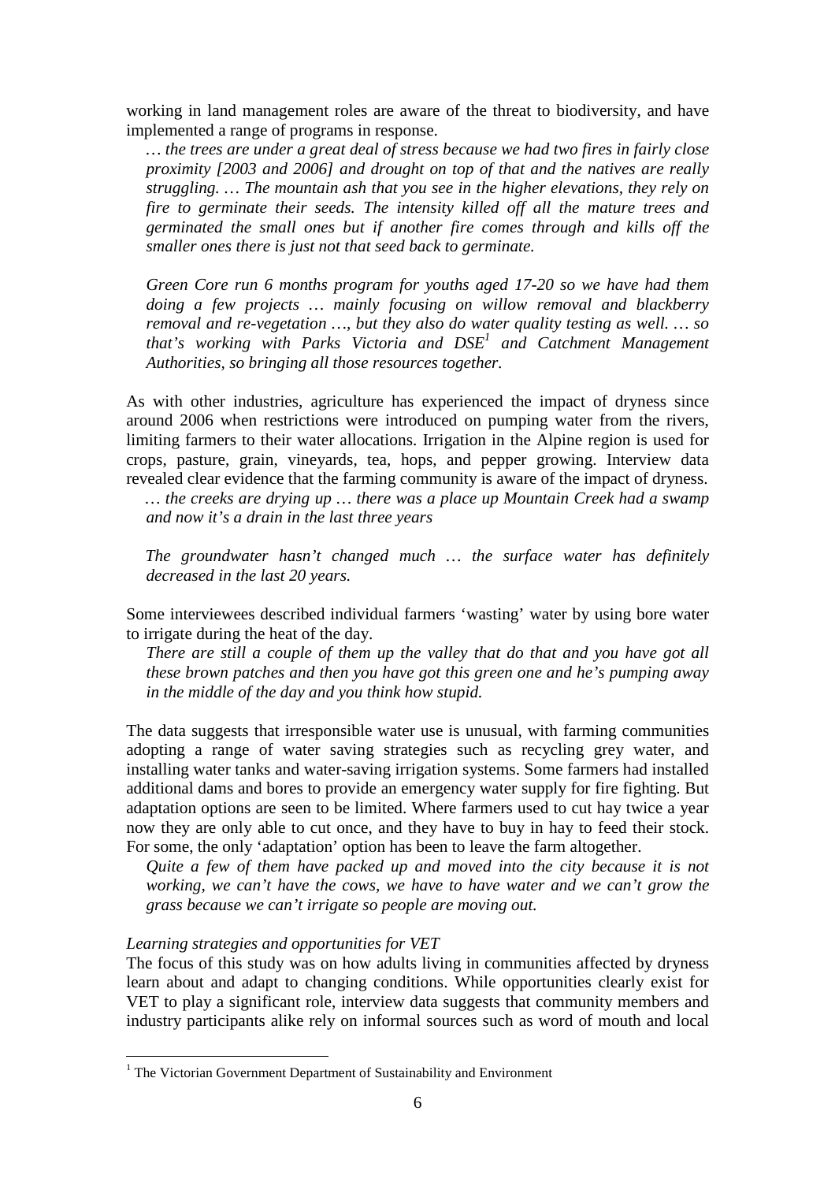working in land management roles are aware of the threat to biodiversity, and have implemented a range of programs in response.

> *… the trees are under a great deal of stress because we had two fires in fairly close proximity [2003 and 2006] and drought on top of that and the natives are really struggling. … The mountain ash that you see in the higher elevations, they rely on fire to germinate their seeds. The intensity killed off all the mature trees and germinated the small ones but if another fire comes through and kills off the smaller ones there is just not that seed back to germinate.*
>
> *Green Core run 6 months program for youths aged 17-20 so we have had them doing a few projects … mainly focusing on willow removal and blackberry removal and re-vegetation …, but they also do water quality testing as well. … so that's working with Parks Victoria and DSE*[1] *and Catchment Management Authorities, so bringing all those resources together.*

As with other industries, agriculture has experienced the impact of dryness since around 2006 when restrictions were introduced on pumping water from the rivers, limiting farmers to their water allocations. Irrigation in the Alpine region is used for crops, pasture, grain, vineyards, tea, hops, and pepper growing. Interview data revealed clear evidence that the farming community is aware of the impact of dryness.

> *… the creeks are drying up … there was a place up Mountain Creek had a swamp and now it's a drain in the last three years*
>
> *The groundwater hasn't changed much … the surface water has definitely decreased in the last 20 years.*

Some interviewees described individual farmers 'wasting' water by using bore water to irrigate during the heat of the day.

> *There are still a couple of them up the valley that do that and you have got all these brown patches and then you have got this green one and he's pumping away in the middle of the day and you think how stupid.*

The data suggests that irresponsible water use is unusual, with farming communities adopting a range of water saving strategies such as recycling grey water, and installing water tanks and water-saving irrigation systems. Some farmers had installed additional dams and bores to provide an emergency water supply for fire fighting. But adaptation options are seen to be limited. Where farmers used to cut hay twice a year now they are only able to cut once, and they have to buy in hay to feed their stock. For some, the only 'adaptation' option has been to leave the farm altogether.

> *Quite a few of them have packed up and moved into the city because it is not working, we can't have the cows, we have to have water and we can't grow the grass because we can't irrigate so people are moving out.*

*Learning strategies and opportunities for VET*

The focus of this study was on how adults living in communities affected by dryness learn about and adapt to changing conditions. While opportunities clearly exist for VET to play a significant role, interview data suggests that community members and industry participants alike rely on informal sources such as word of mouth and local

---

[1] The Victorian Government Department of Sustainability and Environment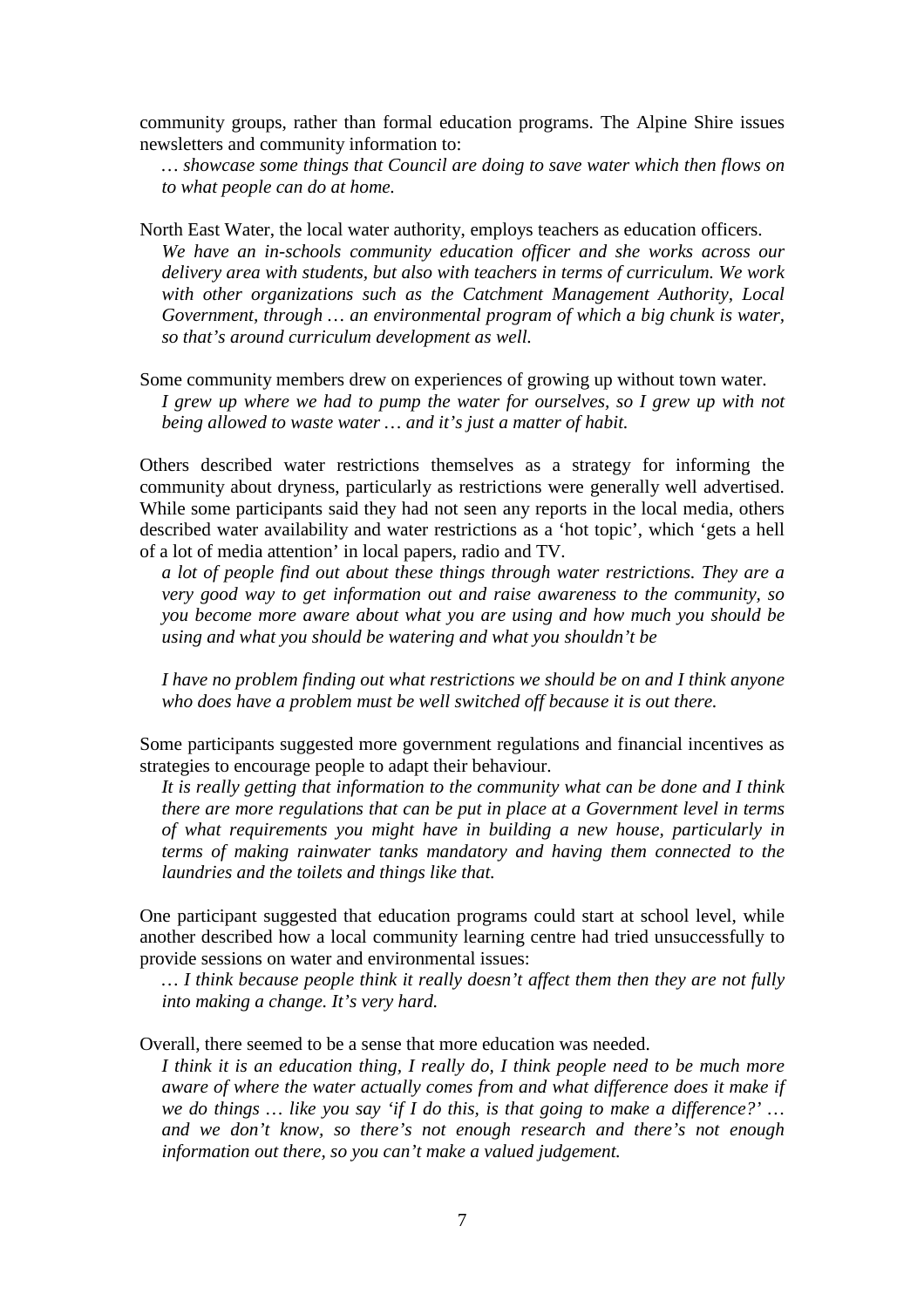community groups, rather than formal education programs. The Alpine Shire issues newsletters and community information to:

> *… showcase some things that Council are doing to save water which then flows on to what people can do at home.*

North East Water, the local water authority, employs teachers as education officers.

> *We have an in-schools community education officer and she works across our delivery area with students, but also with teachers in terms of curriculum. We work with other organizations such as the Catchment Management Authority, Local Government, through … an environmental program of which a big chunk is water, so that's around curriculum development as well.*

Some community members drew on experiences of growing up without town water.

> *I grew up where we had to pump the water for ourselves, so I grew up with not being allowed to waste water … and it's just a matter of habit.*

Others described water restrictions themselves as a strategy for informing the community about dryness, particularly as restrictions were generally well advertised. While some participants said they had not seen any reports in the local media, others described water availability and water restrictions as a 'hot topic', which 'gets a hell of a lot of media attention' in local papers, radio and TV.

> *a lot of people find out about these things through water restrictions. They are a very good way to get information out and raise awareness to the community, so you become more aware about what you are using and how much you should be using and what you should be watering and what you shouldn't be*
>
> *I have no problem finding out what restrictions we should be on and I think anyone who does have a problem must be well switched off because it is out there.*

Some participants suggested more government regulations and financial incentives as strategies to encourage people to adapt their behaviour.

> *It is really getting that information to the community what can be done and I think there are more regulations that can be put in place at a Government level in terms of what requirements you might have in building a new house, particularly in terms of making rainwater tanks mandatory and having them connected to the laundries and the toilets and things like that.*

One participant suggested that education programs could start at school level, while another described how a local community learning centre had tried unsuccessfully to provide sessions on water and environmental issues:

> *… I think because people think it really doesn't affect them then they are not fully into making a change. It's very hard.*

Overall, there seemed to be a sense that more education was needed.

> *I think it is an education thing, I really do, I think people need to be much more aware of where the water actually comes from and what difference does it make if we do things … like you say 'if I do this, is that going to make a difference?' … and we don't know, so there's not enough research and there's not enough information out there, so you can't make a valued judgement.*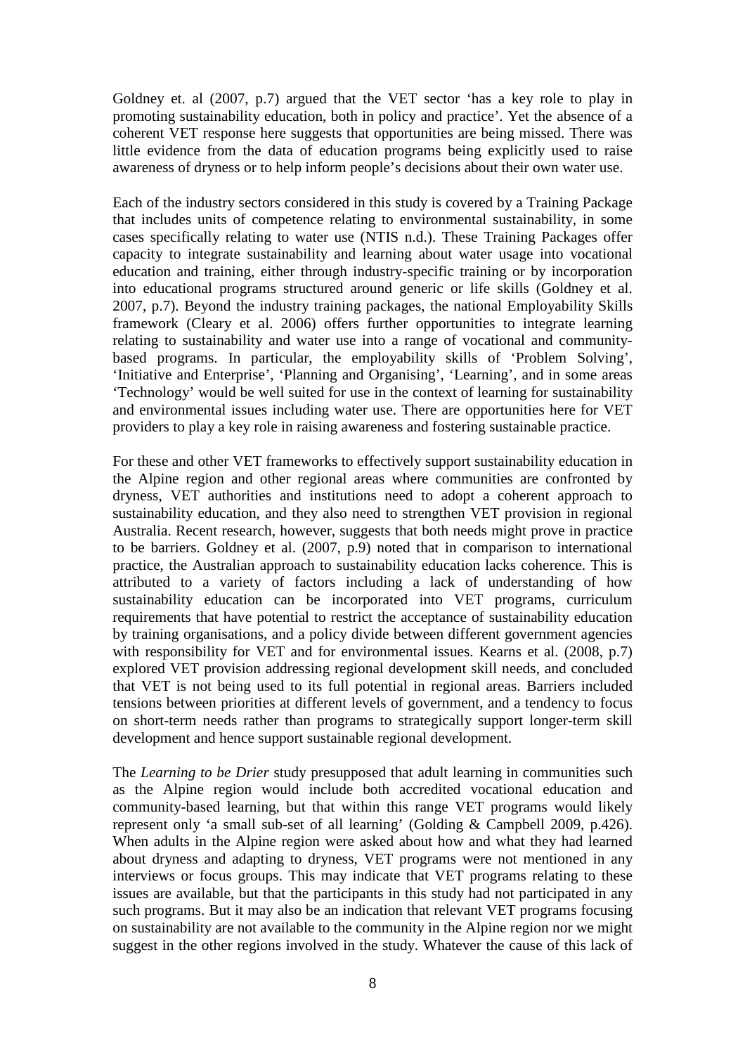Goldney et. al (2007, p.7) argued that the VET sector 'has a key role to play in promoting sustainability education, both in policy and practice'. Yet the absence of a coherent VET response here suggests that opportunities are being missed. There was little evidence from the data of education programs being explicitly used to raise awareness of dryness or to help inform people's decisions about their own water use.

Each of the industry sectors considered in this study is covered by a Training Package that includes units of competence relating to environmental sustainability, in some cases specifically relating to water use (NTIS n.d.). These Training Packages offer capacity to integrate sustainability and learning about water usage into vocational education and training, either through industry-specific training or by incorporation into educational programs structured around generic or life skills (Goldney et al. 2007, p.7). Beyond the industry training packages, the national Employability Skills framework (Cleary et al. 2006) offers further opportunities to integrate learning relating to sustainability and water use into a range of vocational and community-based programs. In particular, the employability skills of 'Problem Solving', 'Initiative and Enterprise', 'Planning and Organising', 'Learning', and in some areas 'Technology' would be well suited for use in the context of learning for sustainability and environmental issues including water use. There are opportunities here for VET providers to play a key role in raising awareness and fostering sustainable practice.

For these and other VET frameworks to effectively support sustainability education in the Alpine region and other regional areas where communities are confronted by dryness, VET authorities and institutions need to adopt a coherent approach to sustainability education, and they also need to strengthen VET provision in regional Australia. Recent research, however, suggests that both needs might prove in practice to be barriers. Goldney et al. (2007, p.9) noted that in comparison to international practice, the Australian approach to sustainability education lacks coherence. This is attributed to a variety of factors including a lack of understanding of how sustainability education can be incorporated into VET programs, curriculum requirements that have potential to restrict the acceptance of sustainability education by training organisations, and a policy divide between different government agencies with responsibility for VET and for environmental issues. Kearns et al. (2008, p.7) explored VET provision addressing regional development skill needs, and concluded that VET is not being used to its full potential in regional areas. Barriers included tensions between priorities at different levels of government, and a tendency to focus on short-term needs rather than programs to strategically support longer-term skill development and hence support sustainable regional development.

The *Learning to be Drier* study presupposed that adult learning in communities such as the Alpine region would include both accredited vocational education and community-based learning, but that within this range VET programs would likely represent only 'a small sub-set of all learning' (Golding & Campbell 2009, p.426). When adults in the Alpine region were asked about how and what they had learned about dryness and adapting to dryness, VET programs were not mentioned in any interviews or focus groups. This may indicate that VET programs relating to these issues are available, but that the participants in this study had not participated in any such programs. But it may also be an indication that relevant VET programs focusing on sustainability are not available to the community in the Alpine region nor we might suggest in the other regions involved in the study. Whatever the cause of this lack of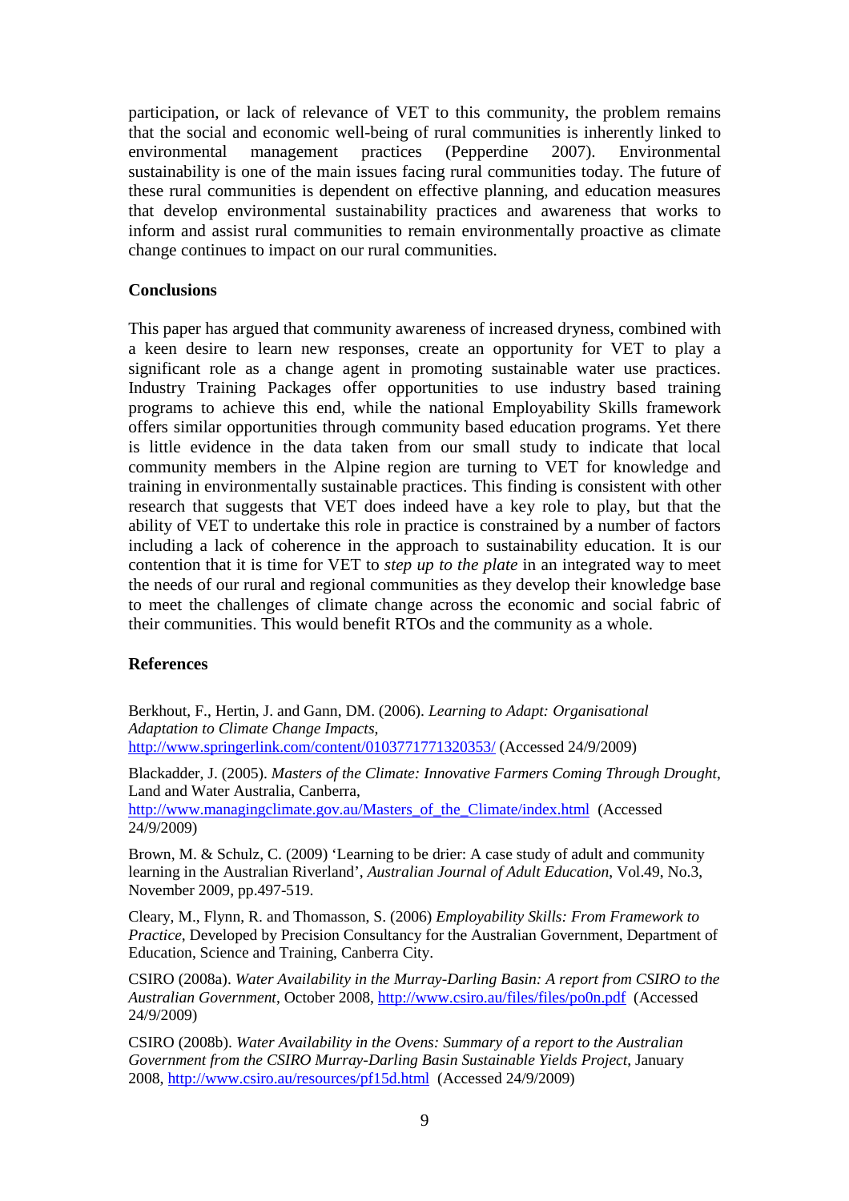participation, or lack of relevance of VET to this community, the problem remains that the social and economic well-being of rural communities is inherently linked to environmental management practices (Pepperdine 2007). Environmental sustainability is one of the main issues facing rural communities today. The future of these rural communities is dependent on effective planning, and education measures that develop environmental sustainability practices and awareness that works to inform and assist rural communities to remain environmentally proactive as climate change continues to impact on our rural communities.

**Conclusions**

This paper has argued that community awareness of increased dryness, combined with a keen desire to learn new responses, create an opportunity for VET to play a significant role as a change agent in promoting sustainable water use practices. Industry Training Packages offer opportunities to use industry based training programs to achieve this end, while the national Employability Skills framework offers similar opportunities through community based education programs. Yet there is little evidence in the data taken from our small study to indicate that local community members in the Alpine region are turning to VET for knowledge and training in environmentally sustainable practices. This finding is consistent with other research that suggests that VET does indeed have a key role to play, but that the ability of VET to undertake this role in practice is constrained by a number of factors including a lack of coherence in the approach to sustainability education. It is our contention that it is time for VET to *step up to the plate* in an integrated way to meet the needs of our rural and regional communities as they develop their knowledge base to meet the challenges of climate change across the economic and social fabric of their communities. This would benefit RTOs and the community as a whole.

**References**

Berkhout, F., Hertin, J. and Gann, DM. (2006). *Learning to Adapt: Organisational Adaptation to Climate Change Impacts,* http://www.springerlink.com/content/0103771771320353/ (Accessed 24/9/2009)

Blackadder, J. (2005). *Masters of the Climate: Innovative Farmers Coming Through Drought*, Land and Water Australia, Canberra, http://www.managingclimate.gov.au/Masters_of_the_Climate/index.html (Accessed 24/9/2009)

Brown, M. & Schulz, C. (2009) 'Learning to be drier: A case study of adult and community learning in the Australian Riverland', *Australian Journal of Adult Education*, Vol.49, No.3, November 2009, pp.497-519.

Cleary, M., Flynn, R. and Thomasson, S. (2006) *Employability Skills: From Framework to Practice*, Developed by Precision Consultancy for the Australian Government, Department of Education, Science and Training, Canberra City.

CSIRO (2008a). *Water Availability in the Murray-Darling Basin: A report from CSIRO to the Australian Government*, October 2008, http://www.csiro.au/files/files/po0n.pdf (Accessed 24/9/2009)

CSIRO (2008b). *Water Availability in the Ovens: Summary of a report to the Australian Government from the CSIRO Murray-Darling Basin Sustainable Yields Project*, January 2008, http://www.csiro.au/resources/pf15d.html (Accessed 24/9/2009)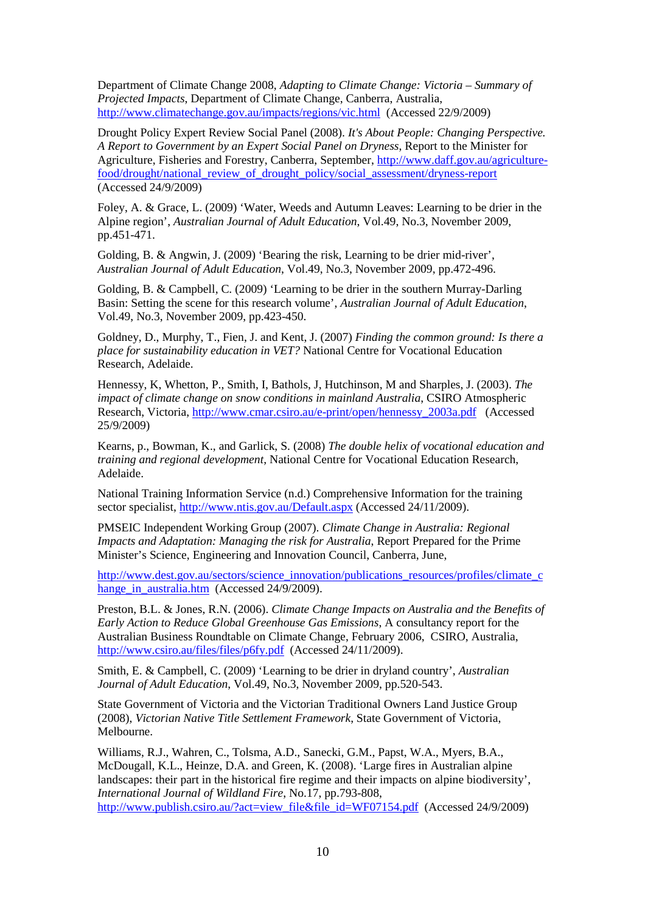Department of Climate Change 2008, *Adapting to Climate Change: Victoria – Summary of Projected Impacts*, Department of Climate Change, Canberra, Australia, http://www.climatechange.gov.au/impacts/regions/vic.html (Accessed 22/9/2009)

Drought Policy Expert Review Social Panel (2008). *It's About People: Changing Perspective. A Report to Government by an Expert Social Panel on Dryness*, Report to the Minister for Agriculture, Fisheries and Forestry, Canberra, September, http://www.daff.gov.au/agriculture-food/drought/national_review_of_drought_policy/social_assessment/dryness-report (Accessed 24/9/2009)

Foley, A. & Grace, L. (2009) 'Water, Weeds and Autumn Leaves: Learning to be drier in the Alpine region', *Australian Journal of Adult Education*, Vol.49, No.3, November 2009, pp.451-471.

Golding, B. & Angwin, J. (2009) 'Bearing the risk, Learning to be drier mid-river', *Australian Journal of Adult Education*, Vol.49, No.3, November 2009, pp.472-496.

Golding, B. & Campbell, C. (2009) 'Learning to be drier in the southern Murray-Darling Basin: Setting the scene for this research volume', *Australian Journal of Adult Education*, Vol.49, No.3, November 2009, pp.423-450.

Goldney, D., Murphy, T., Fien, J. and Kent, J. (2007) *Finding the common ground: Is there a place for sustainability education in VET?* National Centre for Vocational Education Research, Adelaide.

Hennessy, K, Whetton, P., Smith, I, Bathols, J, Hutchinson, M and Sharples, J. (2003). *The impact of climate change on snow conditions in mainland Australia*, CSIRO Atmospheric Research, Victoria, http://www.cmar.csiro.au/e-print/open/hennessy_2003a.pdf (Accessed 25/9/2009)

Kearns, p., Bowman, K., and Garlick, S. (2008) *The double helix of vocational education and training and regional development*, National Centre for Vocational Education Research, Adelaide.

National Training Information Service (n.d.) Comprehensive Information for the training sector specialist, http://www.ntis.gov.au/Default.aspx (Accessed 24/11/2009).

PMSEIC Independent Working Group (2007). *Climate Change in Australia: Regional Impacts and Adaptation: Managing the risk for Australia*, Report Prepared for the Prime Minister's Science, Engineering and Innovation Council, Canberra, June,

http://www.dest.gov.au/sectors/science_innovation/publications_resources/profiles/climate_change_in_australia.htm (Accessed 24/9/2009).

Preston, B.L. & Jones, R.N. (2006). *Climate Change Impacts on Australia and the Benefits of Early Action to Reduce Global Greenhouse Gas Emissions*, A consultancy report for the Australian Business Roundtable on Climate Change, February 2006, CSIRO, Australia, http://www.csiro.au/files/files/p6fy.pdf (Accessed 24/11/2009).

Smith, E. & Campbell, C. (2009) 'Learning to be drier in dryland country', *Australian Journal of Adult Education*, Vol.49, No.3, November 2009, pp.520-543.

State Government of Victoria and the Victorian Traditional Owners Land Justice Group (2008), *Victorian Native Title Settlement Framework*, State Government of Victoria, Melbourne.

Williams, R.J., Wahren, C., Tolsma, A.D., Sanecki, G.M., Papst, W.A., Myers, B.A., McDougall, K.L., Heinze, D.A. and Green, K. (2008). 'Large fires in Australian alpine landscapes: their part in the historical fire regime and their impacts on alpine biodiversity', *International Journal of Wildland Fire*, No.17, pp.793-808, http://www.publish.csiro.au/?act=view_file&file_id=WF07154.pdf (Accessed 24/9/2009)